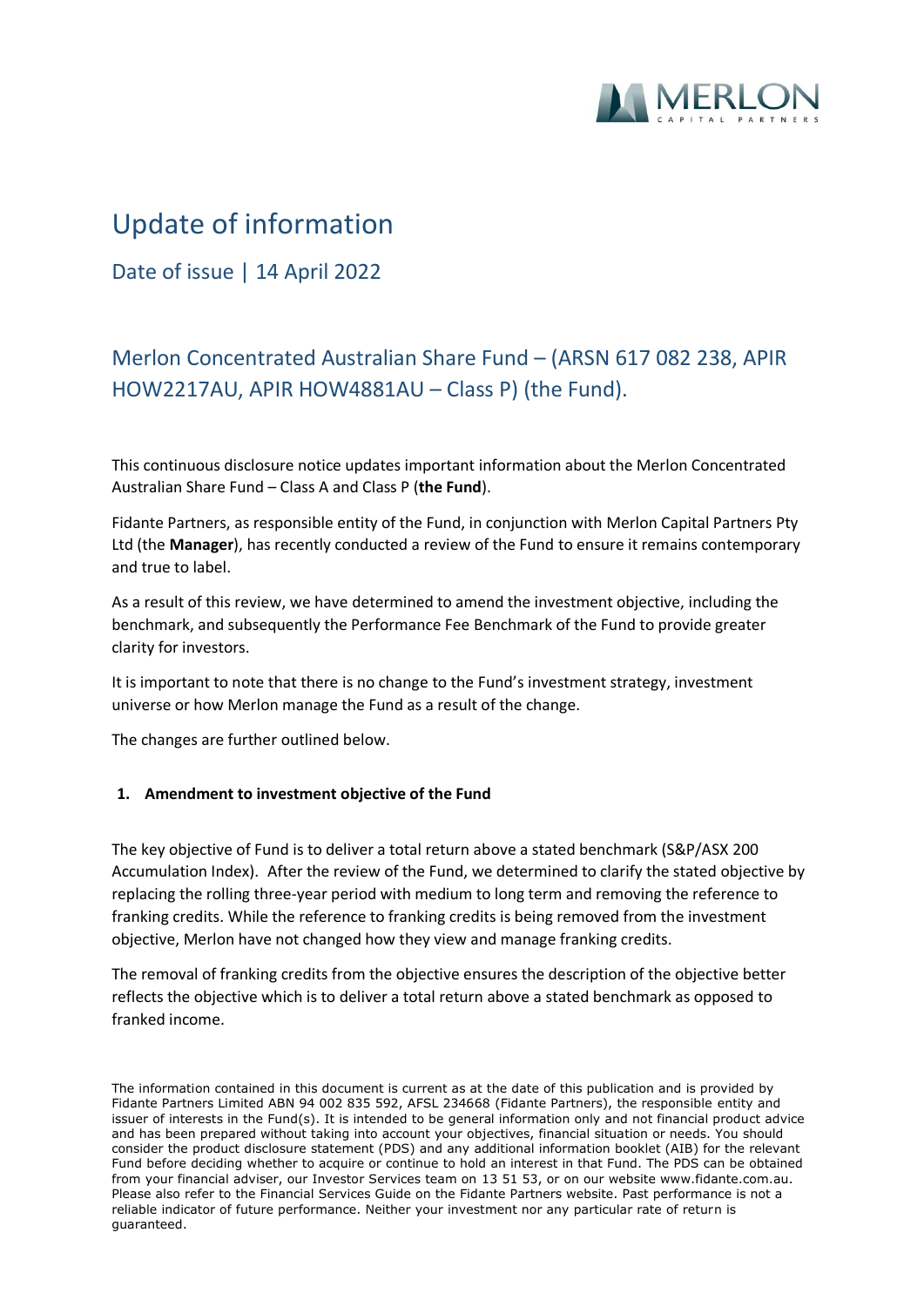# Update of information

## Date of issue | 14 April 2022

## Merlon Concentrated Australian Share Fund – (ARSN 617 082 238, APIR HOW2217AU, APIR HOW4881AU – Class P) (the Fund).

This continuous disclosure notice updates important information about the Merlon Concentrated Australian Share Fund – Class A and Class P (**the Fund**).

Fidante Partners, as responsible entity of the Fund, in conjunction with Merlon Capital Partners Pty Ltd (the **Manager**), has recently conducted a review of the Fund to ensure it remains contemporary and true to label.

As a result of this review, we have determined to amend the investment objective, including the benchmark, and subsequently the Performance Fee Benchmark of the Fund to provide greater clarity for investors.

It is important to note that there is no change to the Fund's investment strategy, investment universe or how Merlon manage the Fund as a result of the change.

The changes are further outlined below.

**1. Amendment to investment objective of the Fund**

The key objective of Fund is to deliver a total return above a stated benchmark (S&P/ASX 200 Accumulation Index). After the review of the Fund, we determined to clarify the stated objective by replacing the rolling three-year period with medium to long term and removing the reference to franking credits. While the reference to franking credits is being removed from the investment objective, Merlon have not changed how they view and manage franking credits.

The removal of franking credits from the objective ensures the description of the objective better reflects the objective which is to deliver a total return above a stated benchmark as opposed to franked income.

The information contained in this document is current as at the date of this publication and is provided by Fidante Partners Limited ABN 94 002 835 592, AFSL 234668 (Fidante Partners), the responsible entity and issuer of interests in the Fund(s). It is intended to be general information only and not financial product advice and has been prepared without taking into account your objectives, financial situation or needs. You should consider the product disclosure statement (PDS) and any additional information booklet (AIB) for the relevant Fund before deciding whether to acquire or continue to hold an interest in that Fund. The PDS can be obtained from your financial adviser, our Investor Services team on 13 51 53, or on our website www.fidante.com.au. Please also refer to the Financial Services Guide on the Fidante Partners website. Past performance is not a reliable indicator of future performance. Neither your investment nor any particular rate of return is guaranteed.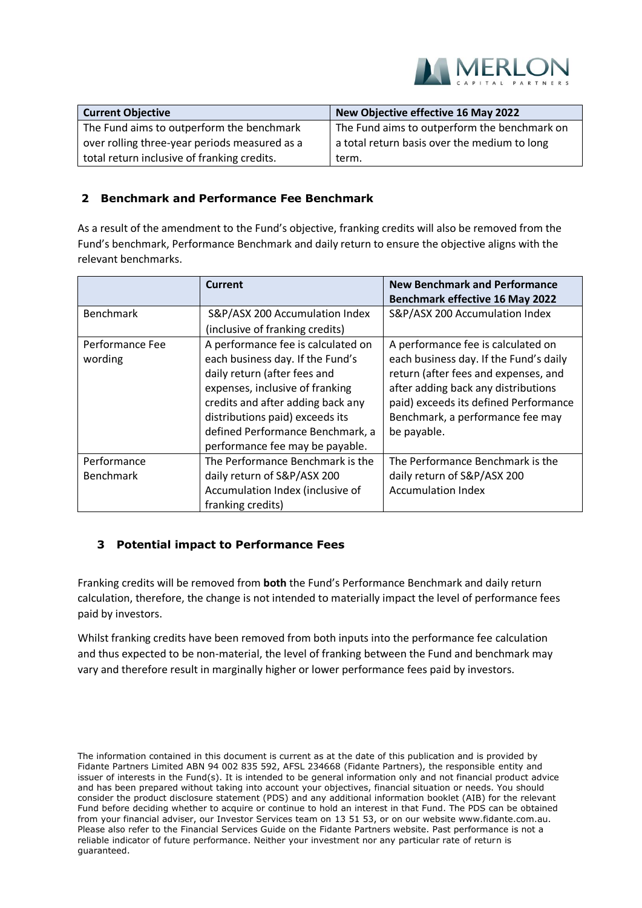| Current Objective | New Objective effective 16 May 2022 |
| --- | --- |
| The Fund aims to outperform the benchmark over rolling three-year periods measured as a total return inclusive of franking credits. | The Fund aims to outperform the benchmark on a total return basis over the medium to long term. |

## 2 Benchmark and Performance Fee Benchmark

As a result of the amendment to the Fund's objective, franking credits will also be removed from the Fund's benchmark, Performance Benchmark and daily return to ensure the objective aligns with the relevant benchmarks.

| | Current | New Benchmark and Performance Benchmark effective 16 May 2022 |
| --- | --- | --- |
| Benchmark | S&P/ASX 200 Accumulation Index (inclusive of franking credits) | S&P/ASX 200 Accumulation Index |
| Performance Fee wording | A performance fee is calculated on each business day. If the Fund's daily return (after fees and expenses, inclusive of franking credits and after adding back any distributions paid) exceeds its defined Performance Benchmark, a performance fee may be payable. | A performance fee is calculated on each business day. If the Fund's daily return (after fees and expenses, and after adding back any distributions paid) exceeds its defined Performance Benchmark, a performance fee may be payable. |
| Performance Benchmark | The Performance Benchmark is the daily return of S&P/ASX 200 Accumulation Index (inclusive of franking credits) | The Performance Benchmark is the daily return of S&P/ASX 200 Accumulation Index |

## 3 Potential impact to Performance Fees

Franking credits will be removed from **both** the Fund's Performance Benchmark and daily return calculation, therefore, the change is not intended to materially impact the level of performance fees paid by investors.

Whilst franking credits have been removed from both inputs into the performance fee calculation and thus expected to be non-material, the level of franking between the Fund and benchmark may vary and therefore result in marginally higher or lower performance fees paid by investors.

The information contained in this document is current as at the date of this publication and is provided by Fidante Partners Limited ABN 94 002 835 592, AFSL 234668 (Fidante Partners), the responsible entity and issuer of interests in the Fund(s). It is intended to be general information only and not financial product advice and has been prepared without taking into account your objectives, financial situation or needs. You should consider the product disclosure statement (PDS) and any additional information booklet (AIB) for the relevant Fund before deciding whether to acquire or continue to hold an interest in that Fund. The PDS can be obtained from your financial adviser, our Investor Services team on 13 51 53, or on our website www.fidante.com.au. Please also refer to the Financial Services Guide on the Fidante Partners website. Past performance is not a reliable indicator of future performance. Neither your investment nor any particular rate of return is guaranteed.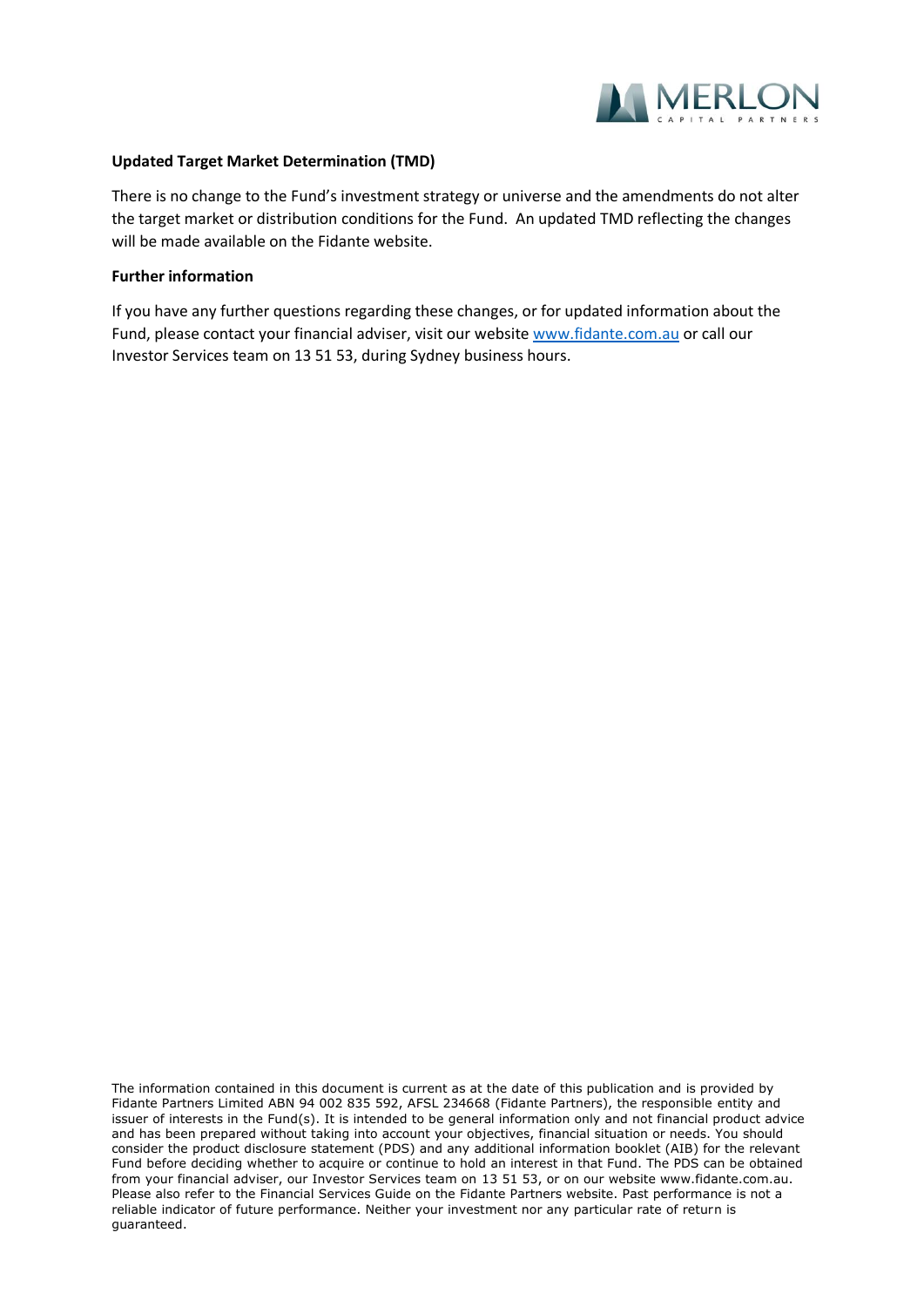**Updated Target Market Determination (TMD)**

There is no change to the Fund's investment strategy or universe and the amendments do not alter the target market or distribution conditions for the Fund. An updated TMD reflecting the changes will be made available on the Fidante website.

**Further information**

If you have any further questions regarding these changes, or for updated information about the Fund, please contact your financial adviser, visit our website www.fidante.com.au or call our Investor Services team on 13 51 53, during Sydney business hours.

The information contained in this document is current as at the date of this publication and is provided by Fidante Partners Limited ABN 94 002 835 592, AFSL 234668 (Fidante Partners), the responsible entity and issuer of interests in the Fund(s). It is intended to be general information only and not financial product advice and has been prepared without taking into account your objectives, financial situation or needs. You should consider the product disclosure statement (PDS) and any additional information booklet (AIB) for the relevant Fund before deciding whether to acquire or continue to hold an interest in that Fund. The PDS can be obtained from your financial adviser, our Investor Services team on 13 51 53, or on our website www.fidante.com.au. Please also refer to the Financial Services Guide on the Fidante Partners website. Past performance is not a reliable indicator of future performance. Neither your investment nor any particular rate of return is guaranteed.